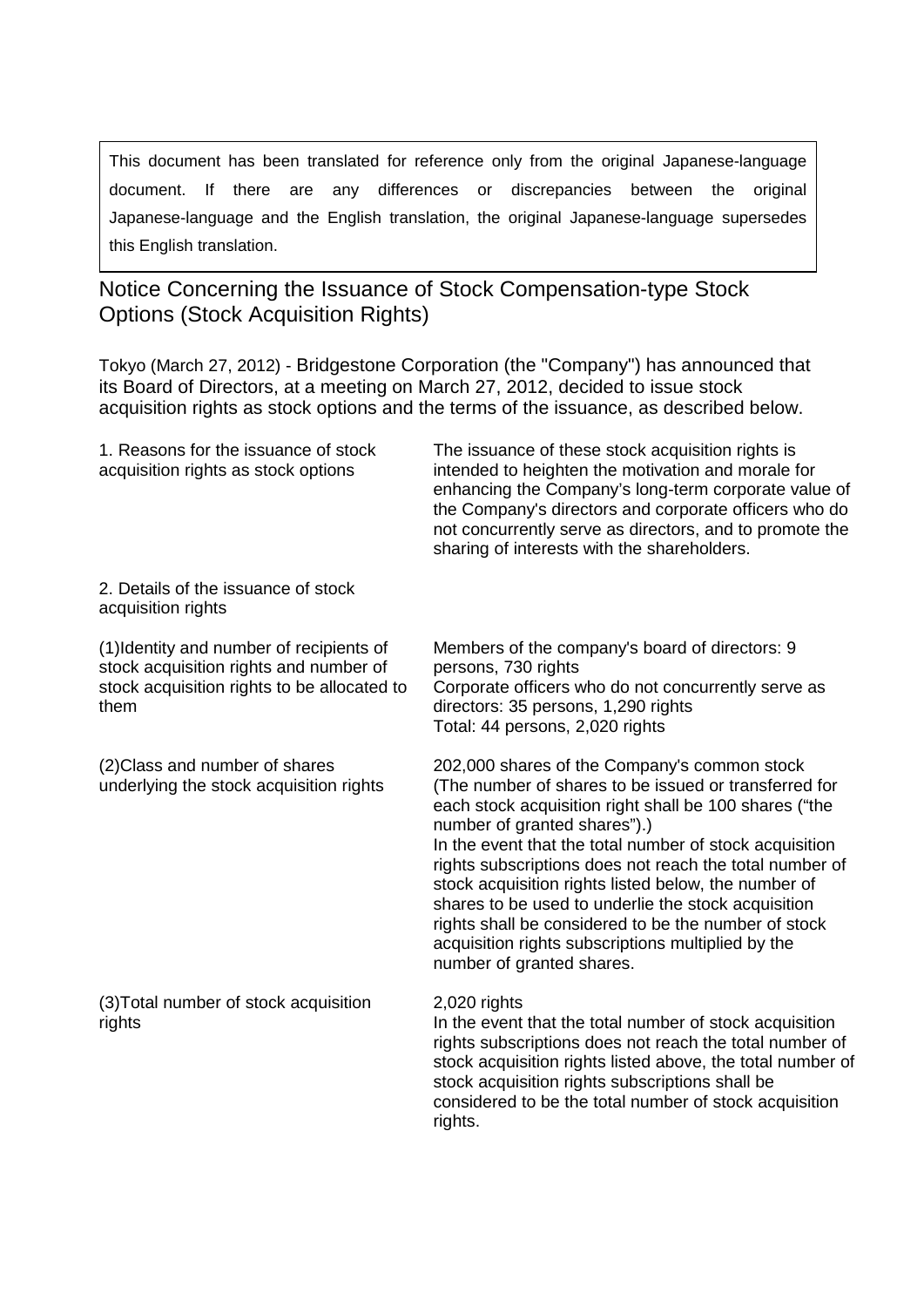> This document has been translated for reference only from the original Japanese-language document. If there are any differences or discrepancies between the original Japanese-language and the English translation, the original Japanese-language supersedes this English translation.

# Notice Concerning the Issuance of Stock Compensation-type Stock Options (Stock Acquisition Rights)

Tokyo (March 27, 2012) - Bridgestone Corporation (the "Company") has announced that its Board of Directors, at a meeting on March 27, 2012, decided to issue stock acquisition rights as stock options and the terms of the issuance, as described below.

| | |
|---|---|
| 1. Reasons for the issuance of stock acquisition rights as stock options | The issuance of these stock acquisition rights is intended to heighten the motivation and morale for enhancing the Company's long-term corporate value of the Company's directors and corporate officers who do not concurrently serve as directors, and to promote the sharing of interests with the shareholders. |
| 2. Details of the issuance of stock acquisition rights | |
| (1)Identity and number of recipients of stock acquisition rights and number of stock acquisition rights to be allocated to them | Members of the company's board of directors: 9 persons, 730 rights<br>Corporate officers who do not concurrently serve as directors: 35 persons, 1,290 rights<br>Total: 44 persons, 2,020 rights |
| (2)Class and number of shares underlying the stock acquisition rights | 202,000 shares of the Company's common stock (The number of shares to be issued or transferred for each stock acquisition right shall be 100 shares ("the number of granted shares").)<br>In the event that the total number of stock acquisition rights subscriptions does not reach the total number of stock acquisition rights listed below, the number of shares to be used to underlie the stock acquisition rights shall be considered to be the number of stock acquisition rights subscriptions multiplied by the number of granted shares. |
| (3)Total number of stock acquisition rights | 2,020 rights<br>In the event that the total number of stock acquisition rights subscriptions does not reach the total number of stock acquisition rights listed above, the total number of stock acquisition rights subscriptions shall be considered to be the total number of stock acquisition rights. |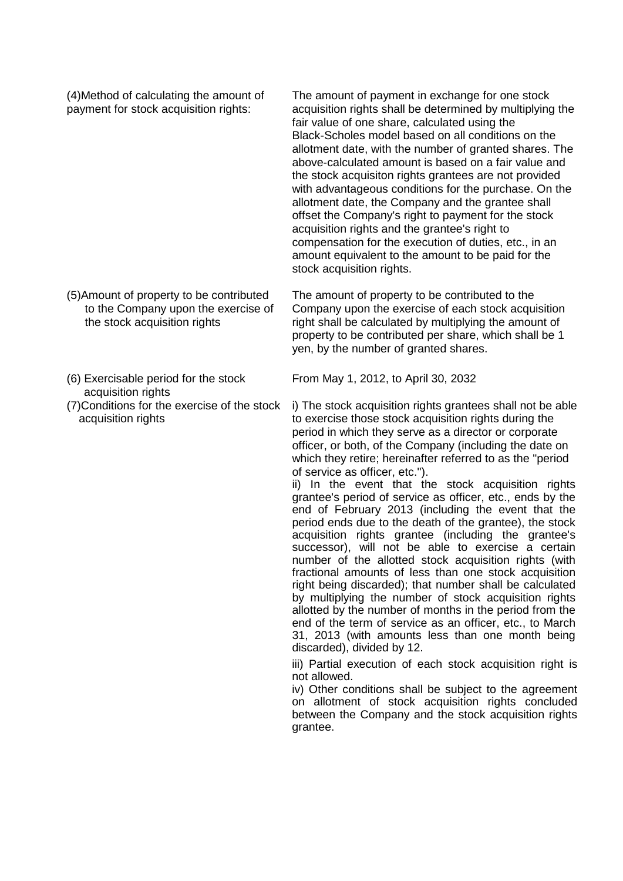| | |
|---|---|
| (4)Method of calculating the amount of payment for stock acquisition rights: | The amount of payment in exchange for one stock acquisition rights shall be determined by multiplying the fair value of one share, calculated using the Black-Scholes model based on all conditions on the allotment date, with the number of granted shares. The above-calculated amount is based on a fair value and the stock acquisiton rights grantees are not provided with advantageous conditions for the purchase. On the allotment date, the Company and the grantee shall offset the Company's right to payment for the stock acquisition rights and the grantee's right to compensation for the execution of duties, etc., in an amount equivalent to the amount to be paid for the stock acquisition rights. |
| (5)Amount of property to be contributed to the Company upon the exercise of the stock acquisition rights | The amount of property to be contributed to the Company upon the exercise of each stock acquisition right shall be calculated by multiplying the amount of property to be contributed per share, which shall be 1 yen, by the number of granted shares. |
| (6) Exercisable period for the stock acquisition rights | From May 1, 2012, to April 30, 2032 |
| (7)Conditions for the exercise of the stock acquisition rights | i) The stock acquisition rights grantees shall not be able to exercise those stock acquisition rights during the period in which they serve as a director or corporate officer, or both, of the Company (including the date on which they retire; hereinafter referred to as the "period of service as officer, etc.").<br>ii) In the event that the stock acquisition rights grantee's period of service as officer, etc., ends by the end of February 2013 (including the event that the period ends due to the death of the grantee), the stock acquisition rights grantee (including the grantee's successor), will not be able to exercise a certain number of the allotted stock acquisition rights (with fractional amounts of less than one stock acquisition right being discarded); that number shall be calculated by multiplying the number of stock acquisition rights allotted by the number of months in the period from the end of the term of service as an officer, etc., to March 31, 2013 (with amounts less than one month being discarded), divided by 12.<br>iii) Partial execution of each stock acquisition right is not allowed.<br>iv) Other conditions shall be subject to the agreement on allotment of stock acquisition rights concluded between the Company and the stock acquisition rights grantee. |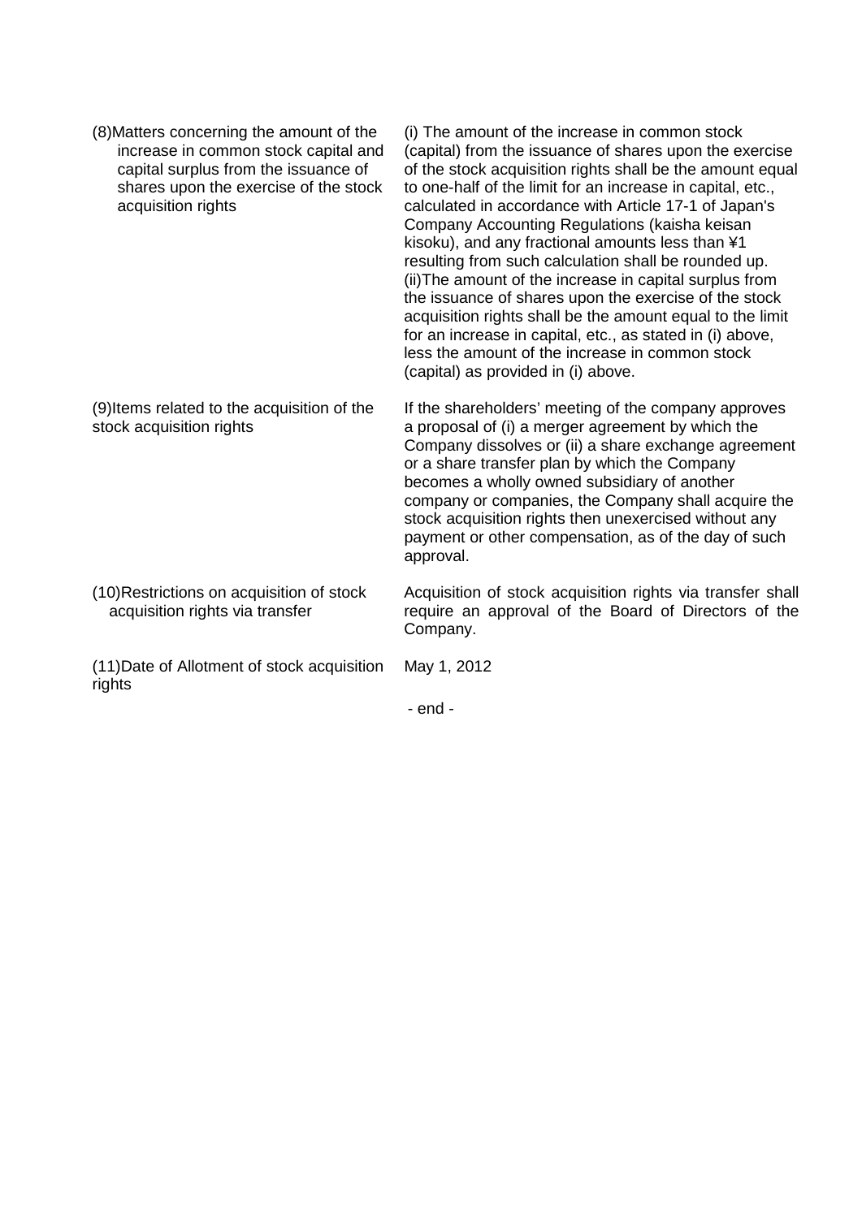| | |
|---|---|
| (8)Matters concerning the amount of the increase in common stock capital and capital surplus from the issuance of shares upon the exercise of the stock acquisition rights | (i) The amount of the increase in common stock (capital) from the issuance of shares upon the exercise of the stock acquisition rights shall be the amount equal to one-half of the limit for an increase in capital, etc., calculated in accordance with Article 17-1 of Japan's Company Accounting Regulations (kaisha keisan kisoku), and any fractional amounts less than ¥1 resulting from such calculation shall be rounded up.<br>(ii)The amount of the increase in capital surplus from the issuance of shares upon the exercise of the stock acquisition rights shall be the amount equal to the limit for an increase in capital, etc., as stated in (i) above, less the amount of the increase in common stock (capital) as provided in (i) above. |
| (9)Items related to the acquisition of the stock acquisition rights | If the shareholders' meeting of the company approves a proposal of (i) a merger agreement by which the Company dissolves or (ii) a share exchange agreement or a share transfer plan by which the Company becomes a wholly owned subsidiary of another company or companies, the Company shall acquire the stock acquisition rights then unexercised without any payment or other compensation, as of the day of such approval. |
| (10)Restrictions on acquisition of stock acquisition rights via transfer | Acquisition of stock acquisition rights via transfer shall require an approval of the Board of Directors of the Company. |
| (11)Date of Allotment of stock acquisition rights | May 1, 2012 |

- end -